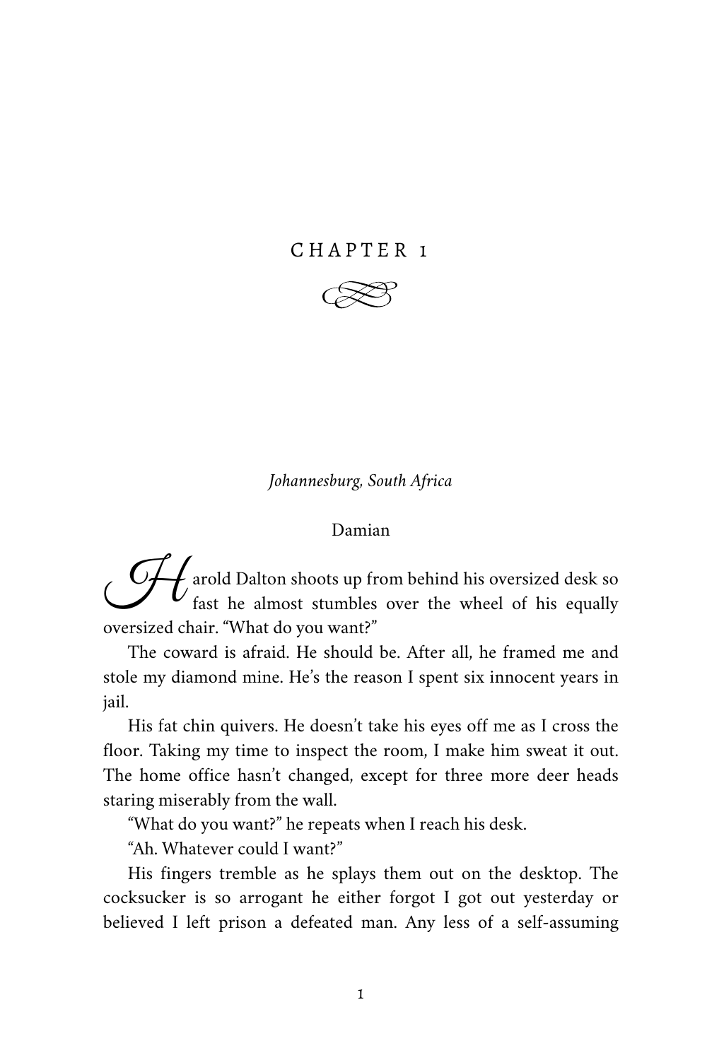# CHAPTER 1

*Johannesburg, South Africa*

Damian

Harold Dalton shoots up from behind his oversized desk so fast he almost stumbles over the wheel of his equally oversized chair. "What do you want?"

The coward is afraid. He should be. After all, he framed me and stole my diamond mine. He's the reason I spent six innocent years in jail.

His fat chin quivers. He doesn't take his eyes off me as I cross the floor. Taking my time to inspect the room, I make him sweat it out. The home office hasn't changed, except for three more deer heads staring miserably from the wall.

"What do you want?" he repeats when I reach his desk.

"Ah. Whatever could I want?"

His fingers tremble as he splays them out on the desktop. The cocksucker is so arrogant he either forgot I got out yesterday or believed I left prison a defeated man. Any less of a self-assuming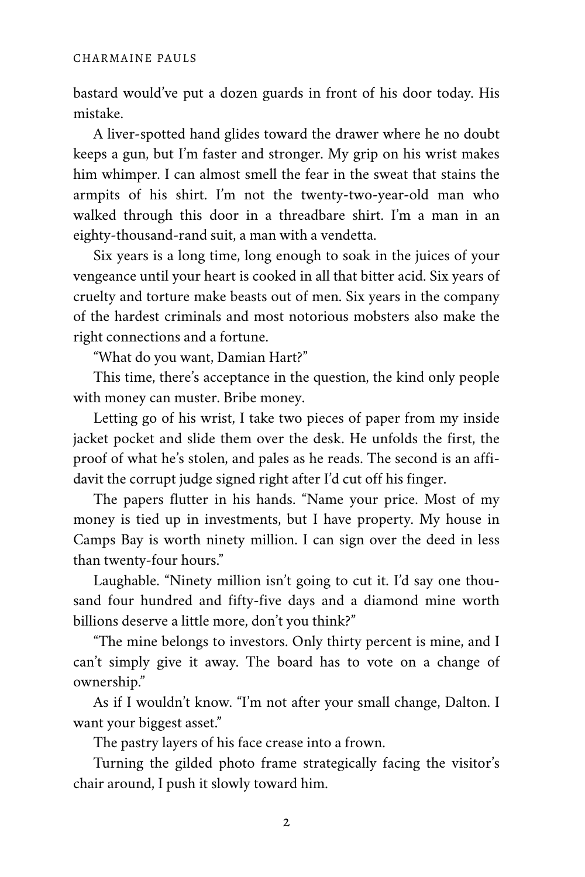bastard would've put a dozen guards in front of his door today. His mistake.

A liver-spotted hand glides toward the drawer where he no doubt keeps a gun, but I'm faster and stronger. My grip on his wrist makes him whimper. I can almost smell the fear in the sweat that stains the armpits of his shirt. I'm not the twenty-two-year-old man who walked through this door in a threadbare shirt. I'm a man in an eighty-thousand-rand suit, a man with a vendetta.

Six years is a long time, long enough to soak in the juices of your vengeance until your heart is cooked in all that bitter acid. Six years of cruelty and torture make beasts out of men. Six years in the company of the hardest criminals and most notorious mobsters also make the right connections and a fortune.

"What do you want, Damian Hart?"

This time, there's acceptance in the question, the kind only people with money can muster. Bribe money.

Letting go of his wrist, I take two pieces of paper from my inside jacket pocket and slide them over the desk. He unfolds the first, the proof of what he's stolen, and pales as he reads. The second is an affidavit the corrupt judge signed right after I'd cut off his finger.

The papers flutter in his hands. "Name your price. Most of my money is tied up in investments, but I have property. My house in Camps Bay is worth ninety million. I can sign over the deed in less than twenty-four hours."

Laughable. "Ninety million isn't going to cut it. I'd say one thousand four hundred and fifty-five days and a diamond mine worth billions deserve a little more, don't you think?"

"The mine belongs to investors. Only thirty percent is mine, and I can't simply give it away. The board has to vote on a change of ownership."

As if I wouldn't know. "I'm not after your small change, Dalton. I want your biggest asset."

The pastry layers of his face crease into a frown.

Turning the gilded photo frame strategically facing the visitor's chair around, I push it slowly toward him.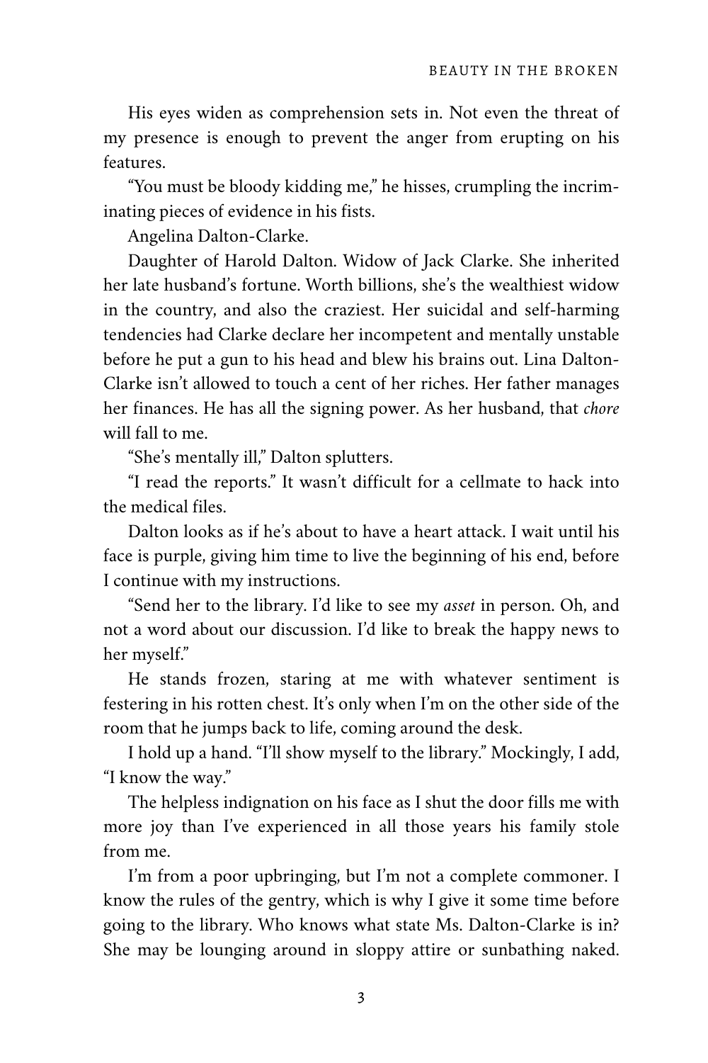His eyes widen as comprehension sets in. Not even the threat of my presence is enough to prevent the anger from erupting on his features.

"You must be bloody kidding me," he hisses, crumpling the incriminating pieces of evidence in his fists.

Angelina Dalton-Clarke.

Daughter of Harold Dalton. Widow of Jack Clarke. She inherited her late husband's fortune. Worth billions, she's the wealthiest widow in the country, and also the craziest. Her suicidal and self-harming tendencies had Clarke declare her incompetent and mentally unstable before he put a gun to his head and blew his brains out. Lina Dalton-Clarke isn't allowed to touch a cent of her riches. Her father manages her finances. He has all the signing power. As her husband, that *chore* will fall to me.

"She's mentally ill," Dalton splutters.

"I read the reports." It wasn't difficult for a cellmate to hack into the medical files.

Dalton looks as if he's about to have a heart attack. I wait until his face is purple, giving him time to live the beginning of his end, before I continue with my instructions.

"Send her to the library. I'd like to see my *asset* in person. Oh, and not a word about our discussion. I'd like to break the happy news to her myself."

He stands frozen, staring at me with whatever sentiment is festering in his rotten chest. It's only when I'm on the other side of the room that he jumps back to life, coming around the desk.

I hold up a hand. "I'll show myself to the library." Mockingly, I add, "I know the way."

The helpless indignation on his face as I shut the door fills me with more joy than I've experienced in all those years his family stole from me.

I'm from a poor upbringing, but I'm not a complete commoner. I know the rules of the gentry, which is why I give it some time before going to the library. Who knows what state Ms. Dalton-Clarke is in? She may be lounging around in sloppy attire or sunbathing naked.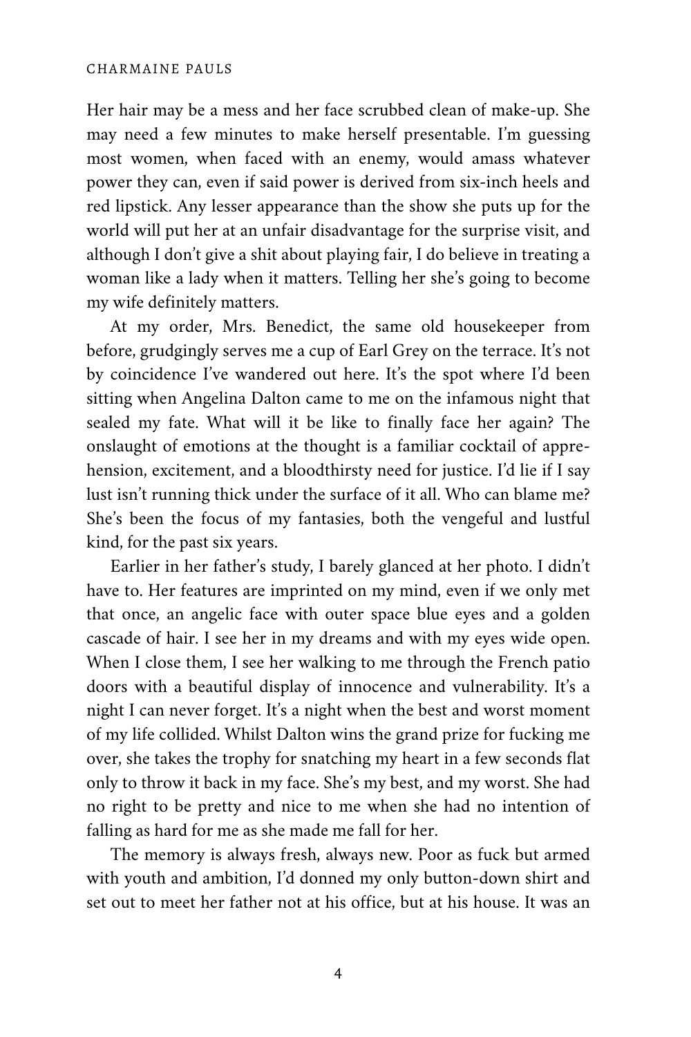Her hair may be a mess and her face scrubbed clean of make-up. She may need a few minutes to make herself presentable. I'm guessing most women, when faced with an enemy, would amass whatever power they can, even if said power is derived from six-inch heels and red lipstick. Any lesser appearance than the show she puts up for the world will put her at an unfair disadvantage for the surprise visit, and although I don't give a shit about playing fair, I do believe in treating a woman like a lady when it matters. Telling her she's going to become my wife definitely matters.

At my order, Mrs. Benedict, the same old housekeeper from before, grudgingly serves me a cup of Earl Grey on the terrace. It's not by coincidence I've wandered out here. It's the spot where I'd been sitting when Angelina Dalton came to me on the infamous night that sealed my fate. What will it be like to finally face her again? The onslaught of emotions at the thought is a familiar cocktail of apprehension, excitement, and a bloodthirsty need for justice. I'd lie if I say lust isn't running thick under the surface of it all. Who can blame me? She's been the focus of my fantasies, both the vengeful and lustful kind, for the past six years.

Earlier in her father's study, I barely glanced at her photo. I didn't have to. Her features are imprinted on my mind, even if we only met that once, an angelic face with outer space blue eyes and a golden cascade of hair. I see her in my dreams and with my eyes wide open. When I close them, I see her walking to me through the French patio doors with a beautiful display of innocence and vulnerability. It's a night I can never forget. It's a night when the best and worst moment of my life collided. Whilst Dalton wins the grand prize for fucking me over, she takes the trophy for snatching my heart in a few seconds flat only to throw it back in my face. She's my best, and my worst. She had no right to be pretty and nice to me when she had no intention of falling as hard for me as she made me fall for her.

The memory is always fresh, always new. Poor as fuck but armed with youth and ambition, I'd donned my only button-down shirt and set out to meet her father not at his office, but at his house. It was an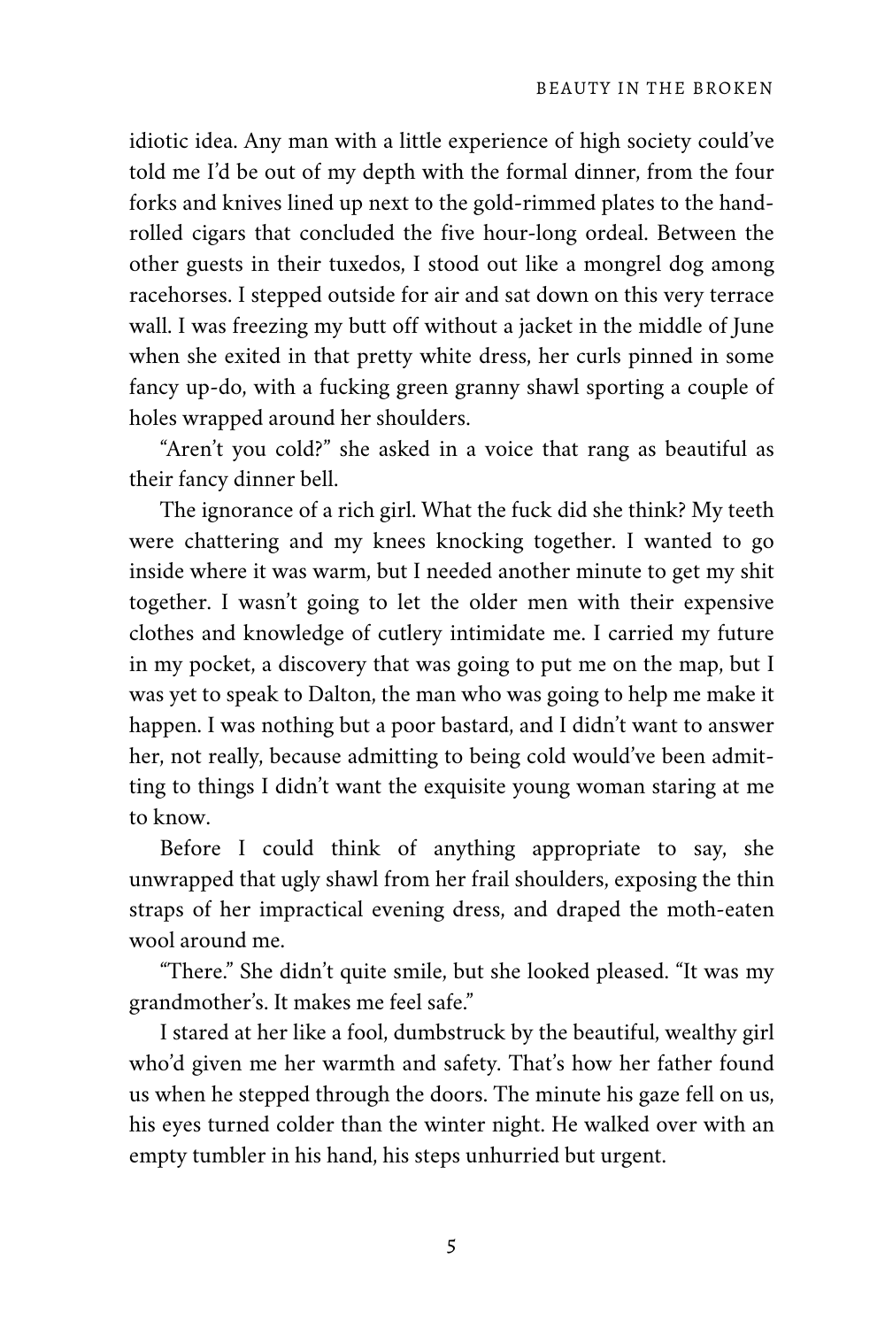idiotic idea. Any man with a little experience of high society could've told me I'd be out of my depth with the formal dinner, from the four forks and knives lined up next to the gold-rimmed plates to the hand-rolled cigars that concluded the five hour-long ordeal. Between the other guests in their tuxedos, I stood out like a mongrel dog among racehorses. I stepped outside for air and sat down on this very terrace wall. I was freezing my butt off without a jacket in the middle of June when she exited in that pretty white dress, her curls pinned in some fancy up-do, with a fucking green granny shawl sporting a couple of holes wrapped around her shoulders.

"Aren't you cold?" she asked in a voice that rang as beautiful as their fancy dinner bell.

The ignorance of a rich girl. What the fuck did she think? My teeth were chattering and my knees knocking together. I wanted to go inside where it was warm, but I needed another minute to get my shit together. I wasn't going to let the older men with their expensive clothes and knowledge of cutlery intimidate me. I carried my future in my pocket, a discovery that was going to put me on the map, but I was yet to speak to Dalton, the man who was going to help me make it happen. I was nothing but a poor bastard, and I didn't want to answer her, not really, because admitting to being cold would've been admitting to things I didn't want the exquisite young woman staring at me to know.

Before I could think of anything appropriate to say, she unwrapped that ugly shawl from her frail shoulders, exposing the thin straps of her impractical evening dress, and draped the moth-eaten wool around me.

"There." She didn't quite smile, but she looked pleased. "It was my grandmother's. It makes me feel safe."

I stared at her like a fool, dumbstruck by the beautiful, wealthy girl who'd given me her warmth and safety. That's how her father found us when he stepped through the doors. The minute his gaze fell on us, his eyes turned colder than the winter night. He walked over with an empty tumbler in his hand, his steps unhurried but urgent.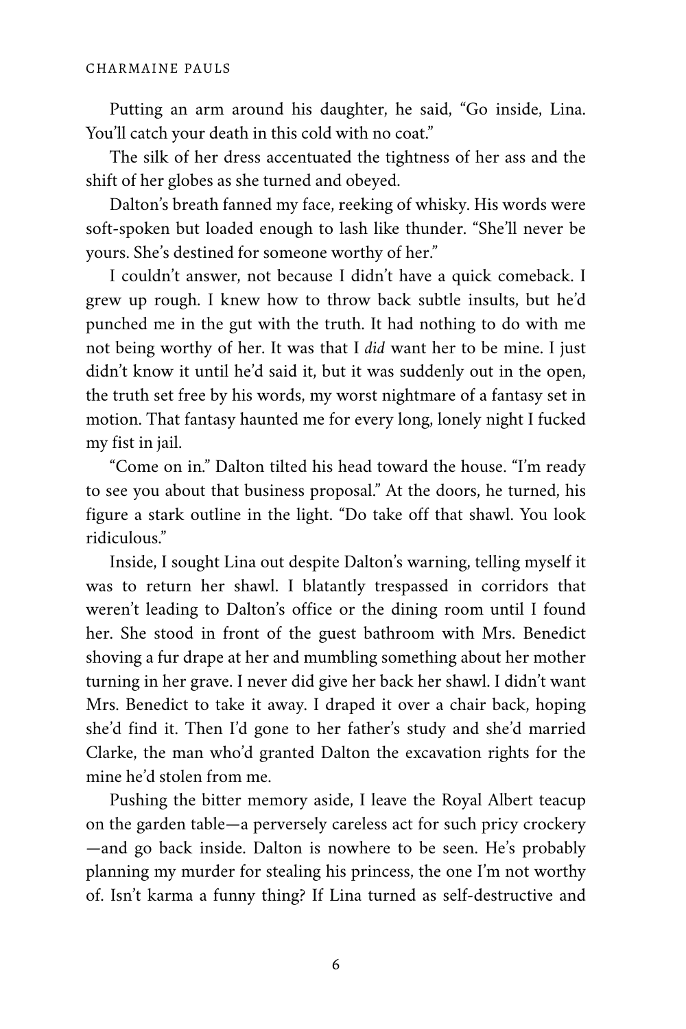Putting an arm around his daughter, he said, "Go inside, Lina. You'll catch your death in this cold with no coat."

The silk of her dress accentuated the tightness of her ass and the shift of her globes as she turned and obeyed.

Dalton's breath fanned my face, reeking of whisky. His words were soft-spoken but loaded enough to lash like thunder. "She'll never be yours. She's destined for someone worthy of her."

I couldn't answer, not because I didn't have a quick comeback. I grew up rough. I knew how to throw back subtle insults, but he'd punched me in the gut with the truth. It had nothing to do with me not being worthy of her. It was that I *did* want her to be mine. I just didn't know it until he'd said it, but it was suddenly out in the open, the truth set free by his words, my worst nightmare of a fantasy set in motion. That fantasy haunted me for every long, lonely night I fucked my fist in jail.

"Come on in." Dalton tilted his head toward the house. "I'm ready to see you about that business proposal." At the doors, he turned, his figure a stark outline in the light. "Do take off that shawl. You look ridiculous."

Inside, I sought Lina out despite Dalton's warning, telling myself it was to return her shawl. I blatantly trespassed in corridors that weren't leading to Dalton's office or the dining room until I found her. She stood in front of the guest bathroom with Mrs. Benedict shoving a fur drape at her and mumbling something about her mother turning in her grave. I never did give her back her shawl. I didn't want Mrs. Benedict to take it away. I draped it over a chair back, hoping she'd find it. Then I'd gone to her father's study and she'd married Clarke, the man who'd granted Dalton the excavation rights for the mine he'd stolen from me.

Pushing the bitter memory aside, I leave the Royal Albert teacup on the garden table—a perversely careless act for such pricy crockery—and go back inside. Dalton is nowhere to be seen. He's probably planning my murder for stealing his princess, the one I'm not worthy of. Isn't karma a funny thing? If Lina turned as self-destructive and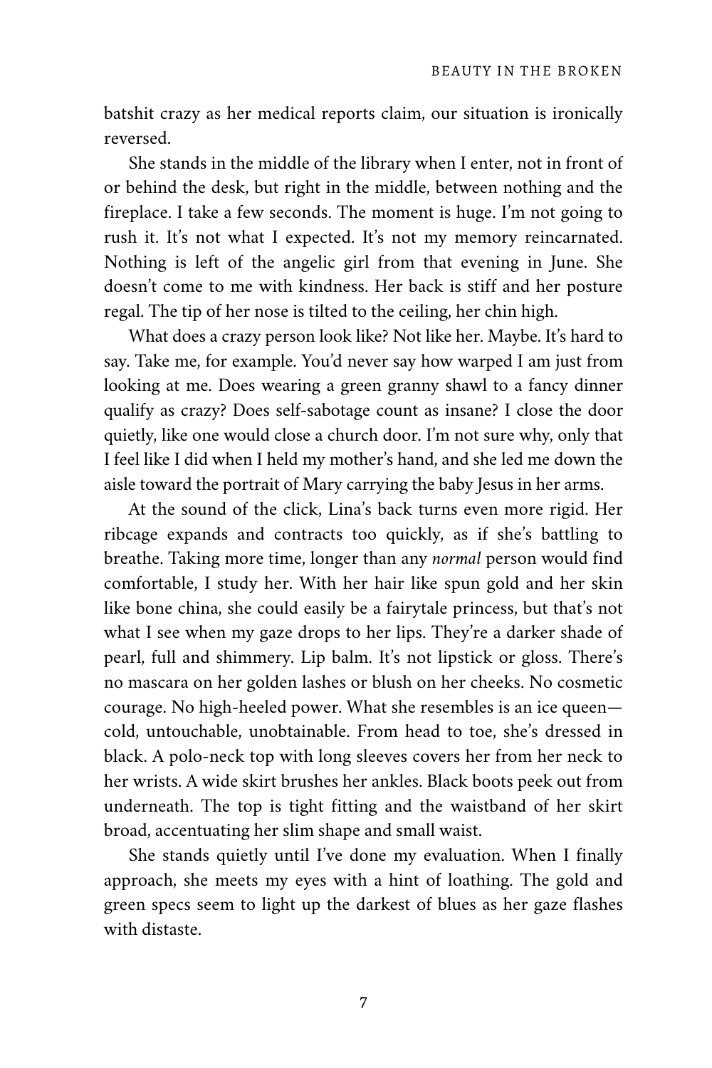batshit crazy as her medical reports claim, our situation is ironically reversed.

She stands in the middle of the library when I enter, not in front of or behind the desk, but right in the middle, between nothing and the fireplace. I take a few seconds. The moment is huge. I'm not going to rush it. It's not what I expected. It's not my memory reincarnated. Nothing is left of the angelic girl from that evening in June. She doesn't come to me with kindness. Her back is stiff and her posture regal. The tip of her nose is tilted to the ceiling, her chin high.

What does a crazy person look like? Not like her. Maybe. It's hard to say. Take me, for example. You'd never say how warped I am just from looking at me. Does wearing a green granny shawl to a fancy dinner qualify as crazy? Does self-sabotage count as insane? I close the door quietly, like one would close a church door. I'm not sure why, only that I feel like I did when I held my mother's hand, and she led me down the aisle toward the portrait of Mary carrying the baby Jesus in her arms.

At the sound of the click, Lina's back turns even more rigid. Her ribcage expands and contracts too quickly, as if she's battling to breathe. Taking more time, longer than any *normal* person would find comfortable, I study her. With her hair like spun gold and her skin like bone china, she could easily be a fairytale princess, but that's not what I see when my gaze drops to her lips. They're a darker shade of pearl, full and shimmery. Lip balm. It's not lipstick or gloss. There's no mascara on her golden lashes or blush on her cheeks. No cosmetic courage. No high-heeled power. What she resembles is an ice queen—cold, untouchable, unobtainable. From head to toe, she's dressed in black. A polo-neck top with long sleeves covers her from her neck to her wrists. A wide skirt brushes her ankles. Black boots peek out from underneath. The top is tight fitting and the waistband of her skirt broad, accentuating her slim shape and small waist.

She stands quietly until I've done my evaluation. When I finally approach, she meets my eyes with a hint of loathing. The gold and green specs seem to light up the darkest of blues as her gaze flashes with distaste.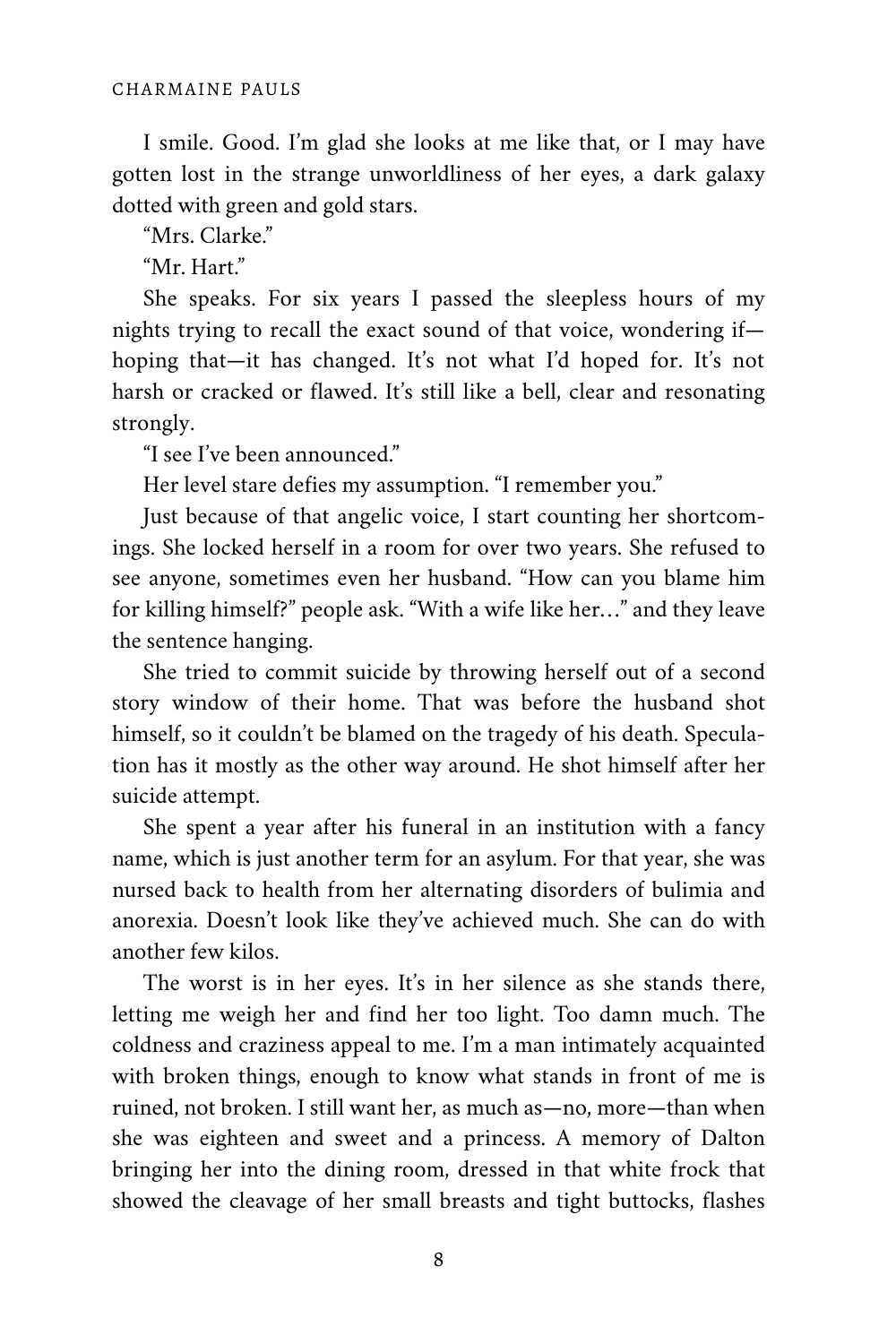I smile. Good. I'm glad she looks at me like that, or I may have gotten lost in the strange unworldliness of her eyes, a dark galaxy dotted with green and gold stars.

"Mrs. Clarke."

"Mr. Hart."

She speaks. For six years I passed the sleepless hours of my nights trying to recall the exact sound of that voice, wondering if—hoping that—it has changed. It's not what I'd hoped for. It's not harsh or cracked or flawed. It's still like a bell, clear and resonating strongly.

"I see I've been announced."

Her level stare defies my assumption. "I remember you."

Just because of that angelic voice, I start counting her shortcomings. She locked herself in a room for over two years. She refused to see anyone, sometimes even her husband. "How can you blame him for killing himself?" people ask. "With a wife like her…" and they leave the sentence hanging.

She tried to commit suicide by throwing herself out of a second story window of their home. That was before the husband shot himself, so it couldn't be blamed on the tragedy of his death. Speculation has it mostly as the other way around. He shot himself after her suicide attempt.

She spent a year after his funeral in an institution with a fancy name, which is just another term for an asylum. For that year, she was nursed back to health from her alternating disorders of bulimia and anorexia. Doesn't look like they've achieved much. She can do with another few kilos.

The worst is in her eyes. It's in her silence as she stands there, letting me weigh her and find her too light. Too damn much. The coldness and craziness appeal to me. I'm a man intimately acquainted with broken things, enough to know what stands in front of me is ruined, not broken. I still want her, as much as—no, more—than when she was eighteen and sweet and a princess. A memory of Dalton bringing her into the dining room, dressed in that white frock that showed the cleavage of her small breasts and tight buttocks, flashes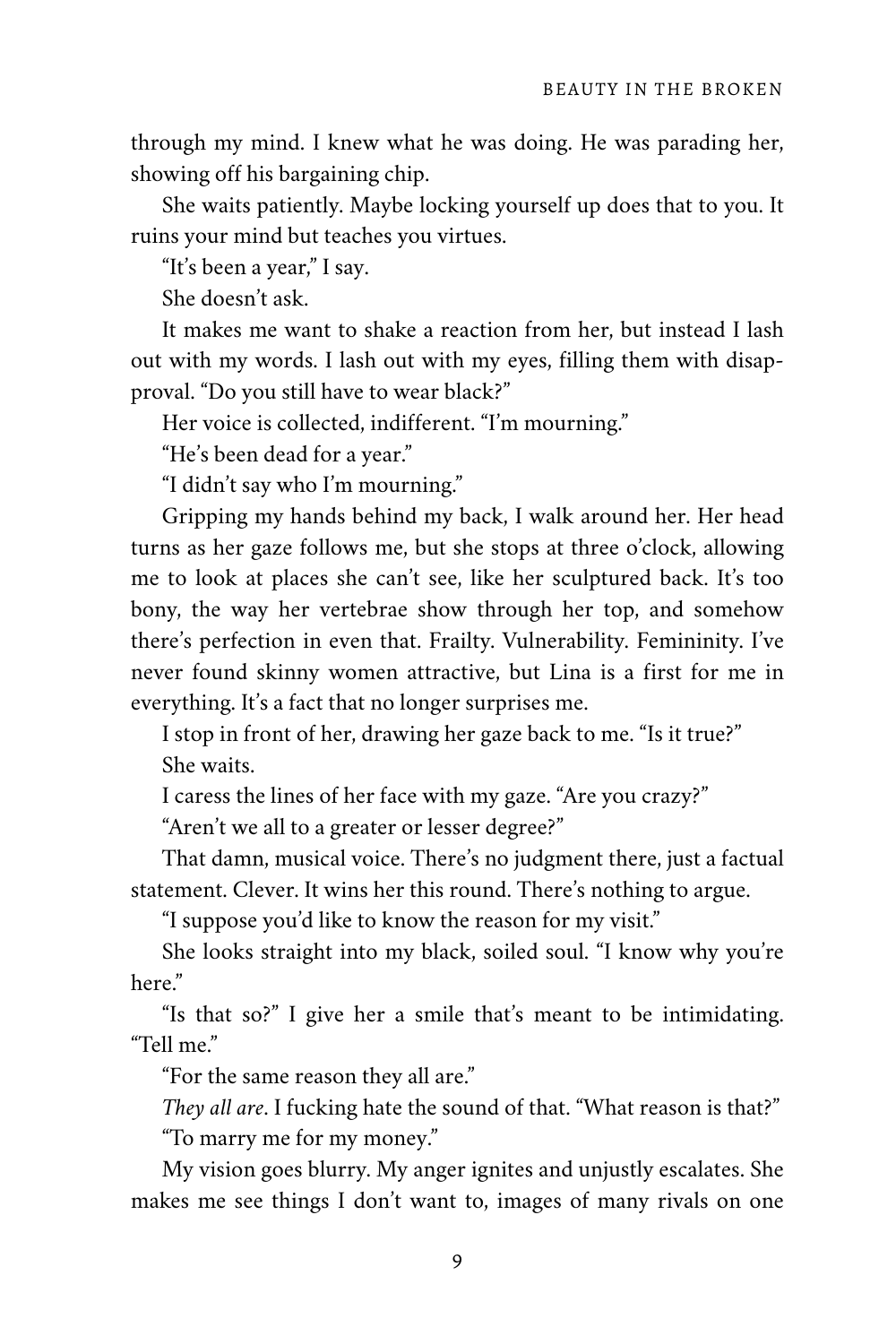through my mind. I knew what he was doing. He was parading her, showing off his bargaining chip.

She waits patiently. Maybe locking yourself up does that to you. It ruins your mind but teaches you virtues.

"It's been a year," I say.

She doesn't ask.

It makes me want to shake a reaction from her, but instead I lash out with my words. I lash out with my eyes, filling them with disapproval. "Do you still have to wear black?"

Her voice is collected, indifferent. "I'm mourning."

"He's been dead for a year."

"I didn't say who I'm mourning."

Gripping my hands behind my back, I walk around her. Her head turns as her gaze follows me, but she stops at three o'clock, allowing me to look at places she can't see, like her sculptured back. It's too bony, the way her vertebrae show through her top, and somehow there's perfection in even that. Frailty. Vulnerability. Femininity. I've never found skinny women attractive, but Lina is a first for me in everything. It's a fact that no longer surprises me.

I stop in front of her, drawing her gaze back to me. "Is it true?"

She waits.

I caress the lines of her face with my gaze. "Are you crazy?"

"Aren't we all to a greater or lesser degree?"

That damn, musical voice. There's no judgment there, just a factual statement. Clever. It wins her this round. There's nothing to argue.

"I suppose you'd like to know the reason for my visit."

She looks straight into my black, soiled soul. "I know why you're here."

"Is that so?" I give her a smile that's meant to be intimidating. "Tell me."

"For the same reason they all are."

*They all are*. I fucking hate the sound of that. "What reason is that?"

"To marry me for my money."

My vision goes blurry. My anger ignites and unjustly escalates. She makes me see things I don't want to, images of many rivals on one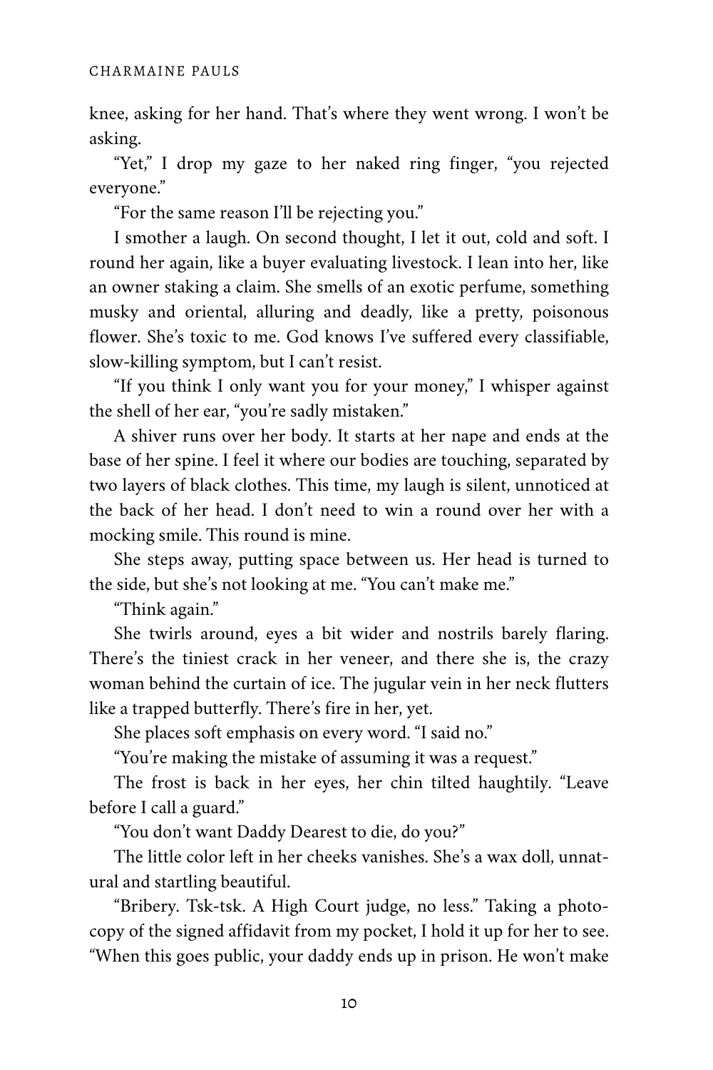knee, asking for her hand. That's where they went wrong. I won't be asking.

"Yet," I drop my gaze to her naked ring finger, "you rejected everyone."

"For the same reason I'll be rejecting you."

I smother a laugh. On second thought, I let it out, cold and soft. I round her again, like a buyer evaluating livestock. I lean into her, like an owner staking a claim. She smells of an exotic perfume, something musky and oriental, alluring and deadly, like a pretty, poisonous flower. She's toxic to me. God knows I've suffered every classifiable, slow-killing symptom, but I can't resist.

"If you think I only want you for your money," I whisper against the shell of her ear, "you're sadly mistaken."

A shiver runs over her body. It starts at her nape and ends at the base of her spine. I feel it where our bodies are touching, separated by two layers of black clothes. This time, my laugh is silent, unnoticed at the back of her head. I don't need to win a round over her with a mocking smile. This round is mine.

She steps away, putting space between us. Her head is turned to the side, but she's not looking at me. "You can't make me."

"Think again."

She twirls around, eyes a bit wider and nostrils barely flaring. There's the tiniest crack in her veneer, and there she is, the crazy woman behind the curtain of ice. The jugular vein in her neck flutters like a trapped butterfly. There's fire in her, yet.

She places soft emphasis on every word. "I said no."

"You're making the mistake of assuming it was a request."

The frost is back in her eyes, her chin tilted haughtily. "Leave before I call a guard."

"You don't want Daddy Dearest to die, do you?"

The little color left in her cheeks vanishes. She's a wax doll, unnatural and startling beautiful.

"Bribery. Tsk-tsk. A High Court judge, no less." Taking a photocopy of the signed affidavit from my pocket, I hold it up for her to see. "When this goes public, your daddy ends up in prison. He won't make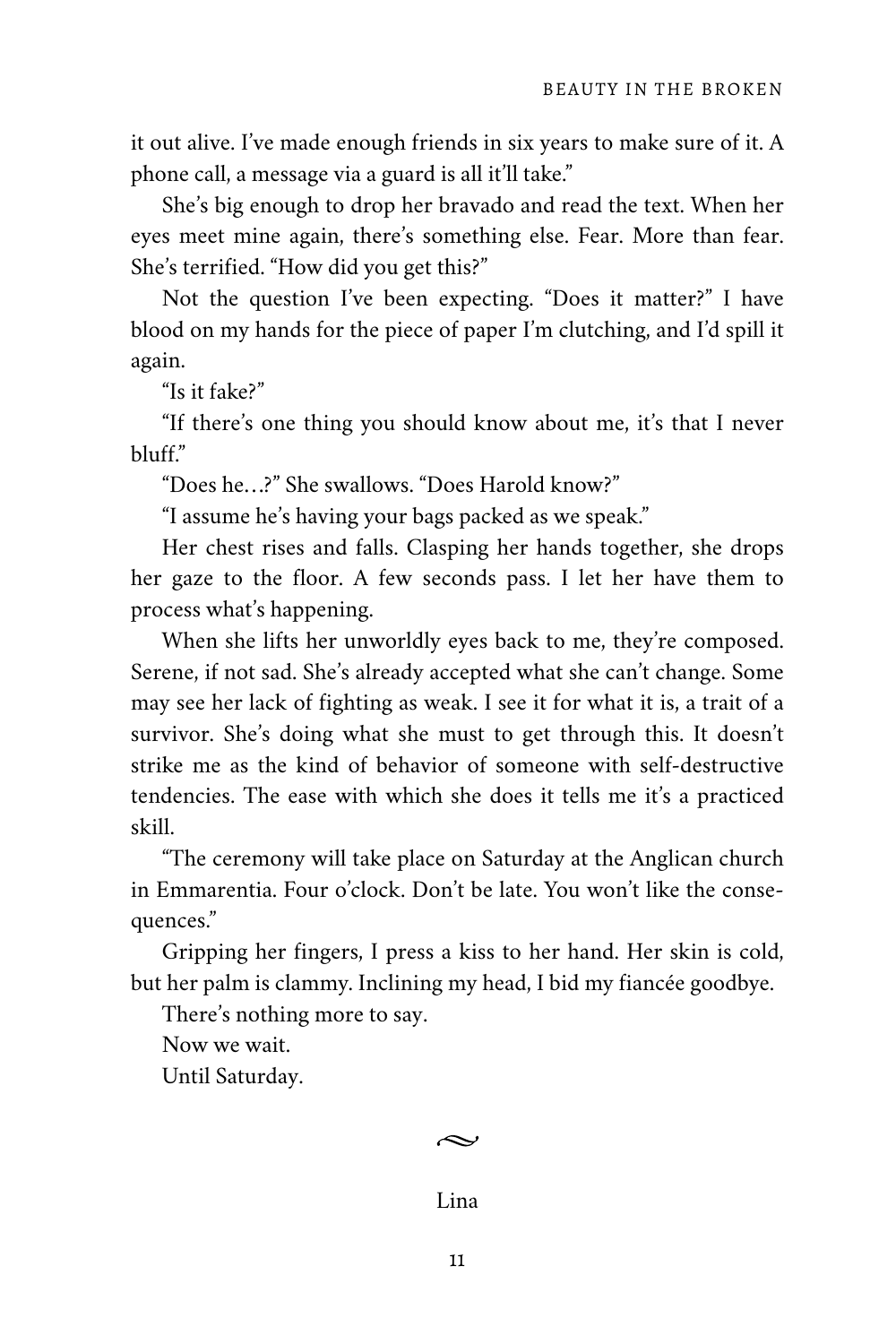it out alive. I've made enough friends in six years to make sure of it. A phone call, a message via a guard is all it'll take."

She's big enough to drop her bravado and read the text. When her eyes meet mine again, there's something else. Fear. More than fear. She's terrified. "How did you get this?"

Not the question I've been expecting. "Does it matter?" I have blood on my hands for the piece of paper I'm clutching, and I'd spill it again.

"Is it fake?"

"If there's one thing you should know about me, it's that I never bluff."

"Does he…?" She swallows. "Does Harold know?"

"I assume he's having your bags packed as we speak."

Her chest rises and falls. Clasping her hands together, she drops her gaze to the floor. A few seconds pass. I let her have them to process what's happening.

When she lifts her unworldly eyes back to me, they're composed. Serene, if not sad. She's already accepted what she can't change. Some may see her lack of fighting as weak. I see it for what it is, a trait of a survivor. She's doing what she must to get through this. It doesn't strike me as the kind of behavior of someone with self-destructive tendencies. The ease with which she does it tells me it's a practiced skill.

"The ceremony will take place on Saturday at the Anglican church in Emmarentia. Four o'clock. Don't be late. You won't like the consequences."

Gripping her fingers, I press a kiss to her hand. Her skin is cold, but her palm is clammy. Inclining my head, I bid my fiancée goodbye.

There's nothing more to say.

Now we wait.

Until Saturday.

~

Lina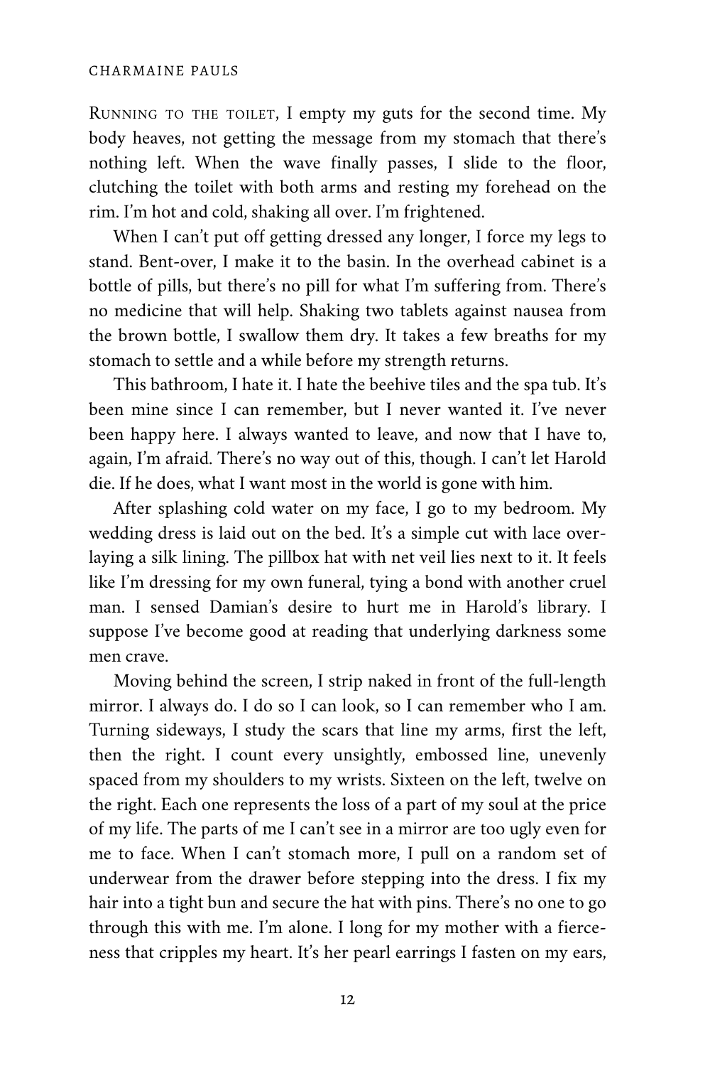RUNNING TO THE TOILET, I empty my guts for the second time. My body heaves, not getting the message from my stomach that there's nothing left. When the wave finally passes, I slide to the floor, clutching the toilet with both arms and resting my forehead on the rim. I'm hot and cold, shaking all over. I'm frightened.

When I can't put off getting dressed any longer, I force my legs to stand. Bent-over, I make it to the basin. In the overhead cabinet is a bottle of pills, but there's no pill for what I'm suffering from. There's no medicine that will help. Shaking two tablets against nausea from the brown bottle, I swallow them dry. It takes a few breaths for my stomach to settle and a while before my strength returns.

This bathroom, I hate it. I hate the beehive tiles and the spa tub. It's been mine since I can remember, but I never wanted it. I've never been happy here. I always wanted to leave, and now that I have to, again, I'm afraid. There's no way out of this, though. I can't let Harold die. If he does, what I want most in the world is gone with him.

After splashing cold water on my face, I go to my bedroom. My wedding dress is laid out on the bed. It's a simple cut with lace overlaying a silk lining. The pillbox hat with net veil lies next to it. It feels like I'm dressing for my own funeral, tying a bond with another cruel man. I sensed Damian's desire to hurt me in Harold's library. I suppose I've become good at reading that underlying darkness some men crave.

Moving behind the screen, I strip naked in front of the full-length mirror. I always do. I do so I can look, so I can remember who I am. Turning sideways, I study the scars that line my arms, first the left, then the right. I count every unsightly, embossed line, unevenly spaced from my shoulders to my wrists. Sixteen on the left, twelve on the right. Each one represents the loss of a part of my soul at the price of my life. The parts of me I can't see in a mirror are too ugly even for me to face. When I can't stomach more, I pull on a random set of underwear from the drawer before stepping into the dress. I fix my hair into a tight bun and secure the hat with pins. There's no one to go through this with me. I'm alone. I long for my mother with a fierceness that cripples my heart. It's her pearl earrings I fasten on my ears,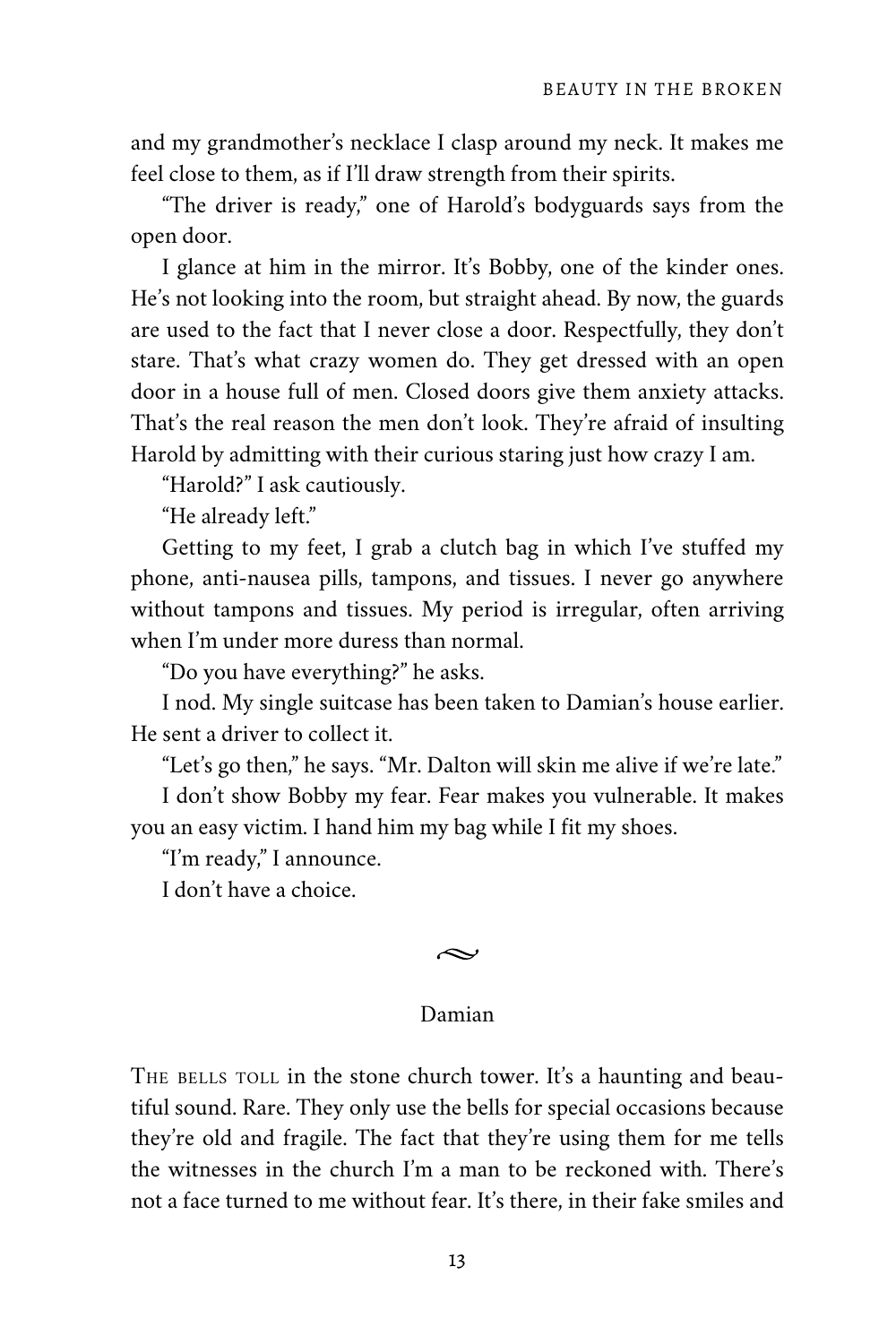and my grandmother's necklace I clasp around my neck. It makes me feel close to them, as if I'll draw strength from their spirits.

"The driver is ready," one of Harold's bodyguards says from the open door.

I glance at him in the mirror. It's Bobby, one of the kinder ones. He's not looking into the room, but straight ahead. By now, the guards are used to the fact that I never close a door. Respectfully, they don't stare. That's what crazy women do. They get dressed with an open door in a house full of men. Closed doors give them anxiety attacks. That's the real reason the men don't look. They're afraid of insulting Harold by admitting with their curious staring just how crazy I am.

"Harold?" I ask cautiously.

"He already left."

Getting to my feet, I grab a clutch bag in which I've stuffed my phone, anti-nausea pills, tampons, and tissues. I never go anywhere without tampons and tissues. My period is irregular, often arriving when I'm under more duress than normal.

"Do you have everything?" he asks.

I nod. My single suitcase has been taken to Damian's house earlier. He sent a driver to collect it.

"Let's go then," he says. "Mr. Dalton will skin me alive if we're late."

I don't show Bobby my fear. Fear makes you vulnerable. It makes you an easy victim. I hand him my bag while I fit my shoes.

"I'm ready," I announce.

I don't have a choice.

~

Damian

THE BELLS TOLL in the stone church tower. It's a haunting and beautiful sound. Rare. They only use the bells for special occasions because they're old and fragile. The fact that they're using them for me tells the witnesses in the church I'm a man to be reckoned with. There's not a face turned to me without fear. It's there, in their fake smiles and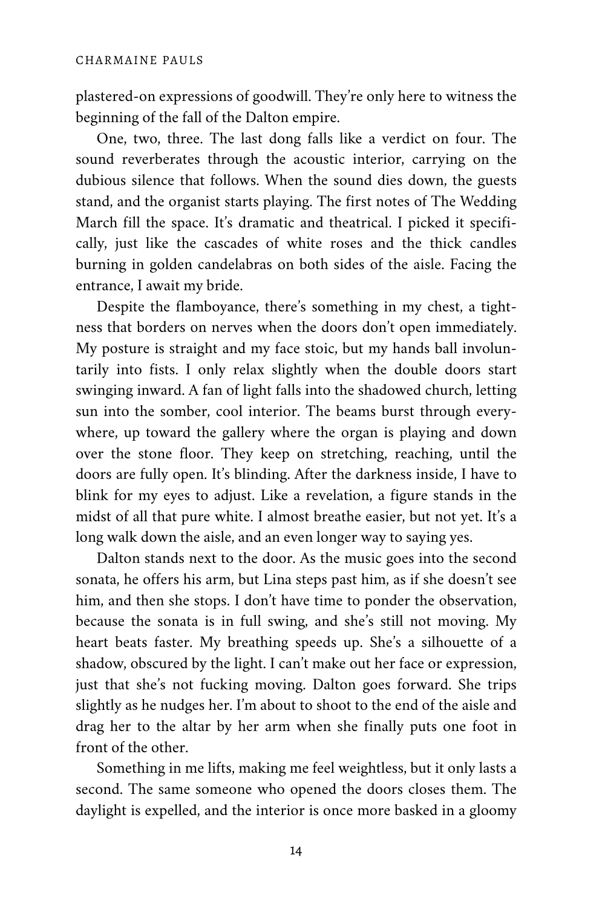plastered-on expressions of goodwill. They're only here to witness the beginning of the fall of the Dalton empire.

One, two, three. The last dong falls like a verdict on four. The sound reverberates through the acoustic interior, carrying on the dubious silence that follows. When the sound dies down, the guests stand, and the organist starts playing. The first notes of The Wedding March fill the space. It's dramatic and theatrical. I picked it specifically, just like the cascades of white roses and the thick candles burning in golden candelabras on both sides of the aisle. Facing the entrance, I await my bride.

Despite the flamboyance, there's something in my chest, a tightness that borders on nerves when the doors don't open immediately. My posture is straight and my face stoic, but my hands ball involuntarily into fists. I only relax slightly when the double doors start swinging inward. A fan of light falls into the shadowed church, letting sun into the somber, cool interior. The beams burst through everywhere, up toward the gallery where the organ is playing and down over the stone floor. They keep on stretching, reaching, until the doors are fully open. It's blinding. After the darkness inside, I have to blink for my eyes to adjust. Like a revelation, a figure stands in the midst of all that pure white. I almost breathe easier, but not yet. It's a long walk down the aisle, and an even longer way to saying yes.

Dalton stands next to the door. As the music goes into the second sonata, he offers his arm, but Lina steps past him, as if she doesn't see him, and then she stops. I don't have time to ponder the observation, because the sonata is in full swing, and she's still not moving. My heart beats faster. My breathing speeds up. She's a silhouette of a shadow, obscured by the light. I can't make out her face or expression, just that she's not fucking moving. Dalton goes forward. She trips slightly as he nudges her. I'm about to shoot to the end of the aisle and drag her to the altar by her arm when she finally puts one foot in front of the other.

Something in me lifts, making me feel weightless, but it only lasts a second. The same someone who opened the doors closes them. The daylight is expelled, and the interior is once more basked in a gloomy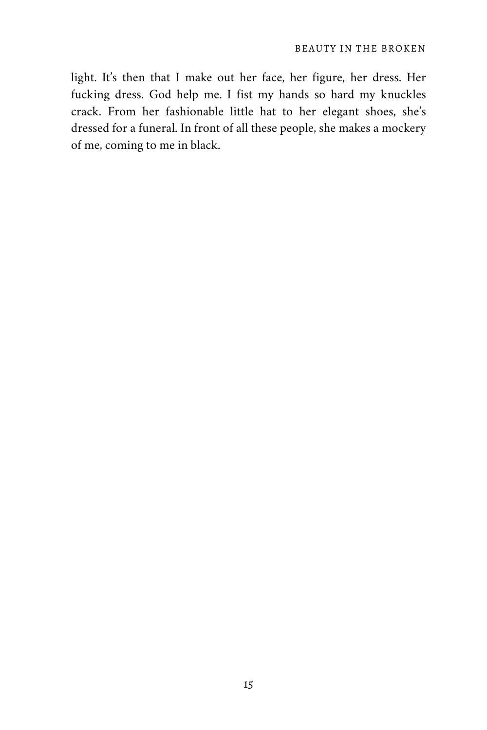light. It's then that I make out her face, her figure, her dress. Her fucking dress. God help me. I fist my hands so hard my knuckles crack. From her fashionable little hat to her elegant shoes, she's dressed for a funeral. In front of all these people, she makes a mockery of me, coming to me in black.